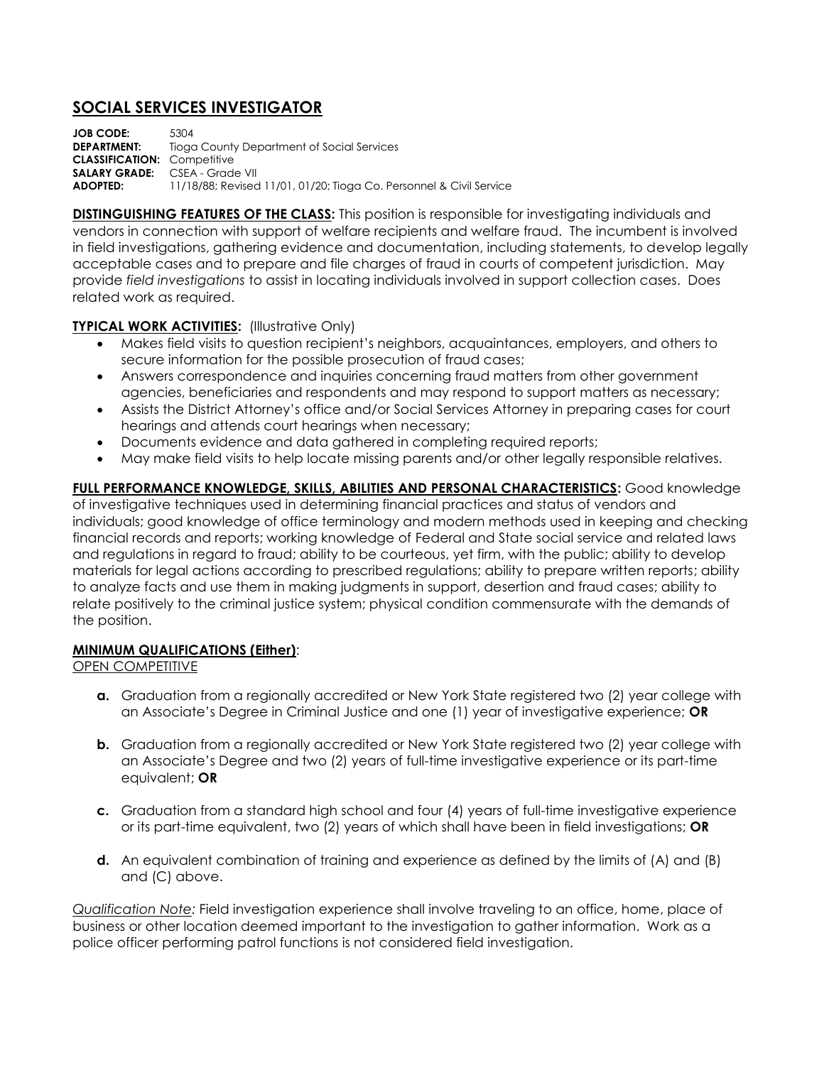# SOCIAL SERVICES INVESTIGATOR

**JOB CODE:** 5304
**DEPARTMENT:** Tioga County Department of Social Services
**CLASSIFICATION:** Competitive
**SALARY GRADE:** CSEA - Grade VII
**ADOPTED:** 11/18/88; Revised 11/01, 01/20; Tioga Co. Personnel & Civil Service

**DISTINGUISHING FEATURES OF THE CLASS:** This position is responsible for investigating individuals and vendors in connection with support of welfare recipients and welfare fraud. The incumbent is involved in field investigations, gathering evidence and documentation, including statements, to develop legally acceptable cases and to prepare and file charges of fraud in courts of competent jurisdiction. May provide *field investigations* to assist in locating individuals involved in support collection cases. Does related work as required.

**TYPICAL WORK ACTIVITIES:** (Illustrative Only)

- Makes field visits to question recipient's neighbors, acquaintances, employers, and others to secure information for the possible prosecution of fraud cases;
- Answers correspondence and inquiries concerning fraud matters from other government agencies, beneficiaries and respondents and may respond to support matters as necessary;
- Assists the District Attorney's office and/or Social Services Attorney in preparing cases for court hearings and attends court hearings when necessary;
- Documents evidence and data gathered in completing required reports;
- May make field visits to help locate missing parents and/or other legally responsible relatives.

**FULL PERFORMANCE KNOWLEDGE, SKILLS, ABILITIES AND PERSONAL CHARACTERISTICS:** Good knowledge of investigative techniques used in determining financial practices and status of vendors and individuals; good knowledge of office terminology and modern methods used in keeping and checking financial records and reports; working knowledge of Federal and State social service and related laws and regulations in regard to fraud; ability to be courteous, yet firm, with the public; ability to develop materials for legal actions according to prescribed regulations; ability to prepare written reports; ability to analyze facts and use them in making judgments in support, desertion and fraud cases; ability to relate positively to the criminal justice system; physical condition commensurate with the demands of the position.

**MINIMUM QUALIFICATIONS (Either)**:

OPEN COMPETITIVE

**a.** Graduation from a regionally accredited or New York State registered two (2) year college with an Associate's Degree in Criminal Justice and one (1) year of investigative experience; **OR**

**b.** Graduation from a regionally accredited or New York State registered two (2) year college with an Associate's Degree and two (2) years of full-time investigative experience or its part-time equivalent; **OR**

**c.** Graduation from a standard high school and four (4) years of full-time investigative experience or its part-time equivalent, two (2) years of which shall have been in field investigations; **OR**

**d.** An equivalent combination of training and experience as defined by the limits of (A) and (B) and (C) above.

*Qualification Note:* Field investigation experience shall involve traveling to an office, home, place of business or other location deemed important to the investigation to gather information. Work as a police officer performing patrol functions is not considered field investigation.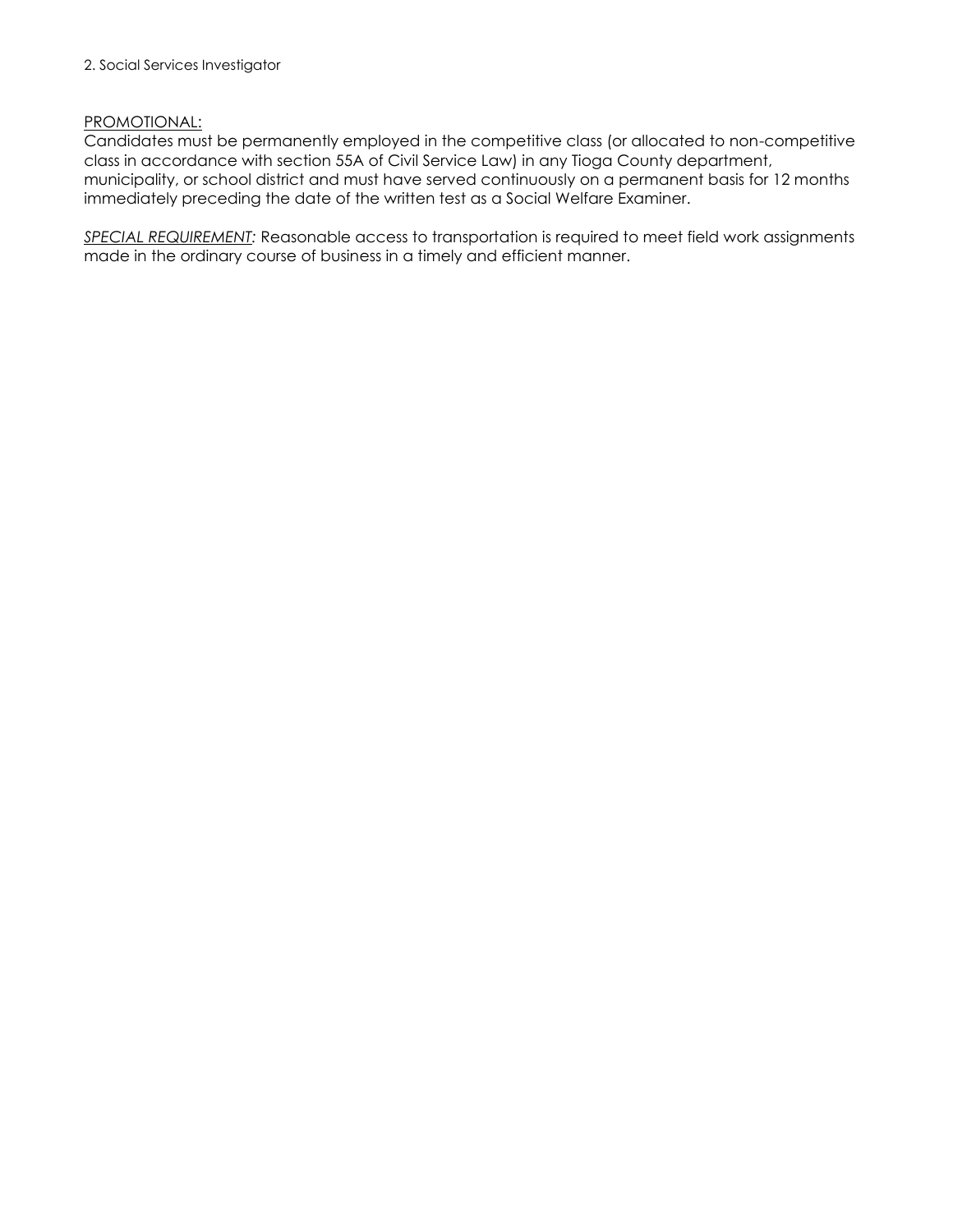2. Social Services Investigator

PROMOTIONAL:

Candidates must be permanently employed in the competitive class (or allocated to non-competitive class in accordance with section 55A of Civil Service Law) in any Tioga County department, municipality, or school district and must have served continuously on a permanent basis for 12 months immediately preceding the date of the written test as a Social Welfare Examiner.

*SPECIAL REQUIREMENT:* Reasonable access to transportation is required to meet field work assignments made in the ordinary course of business in a timely and efficient manner.